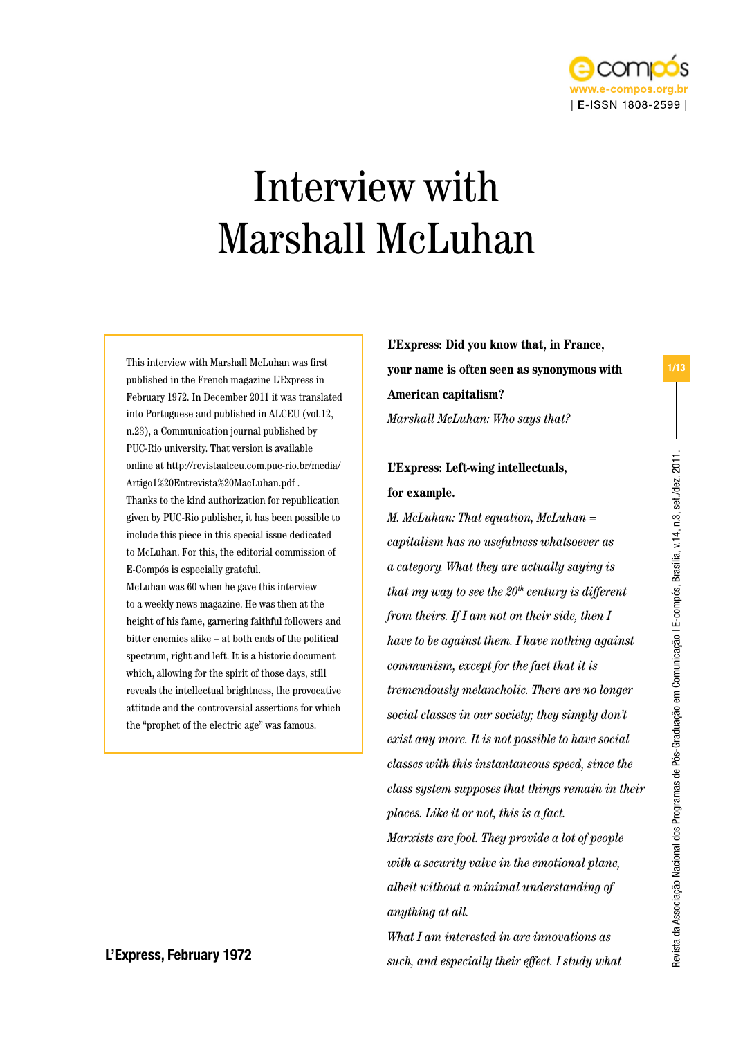# Interview with Marshall McLuhan

This interview with Marshall McLuhan was first published in the French magazine L'Express in February 1972. In December 2011 it was translated into Portuguese and published in ALCEU (vol.12, n.23), a Communication journal published by PUC-Rio university. That version is available online at http://revistaalceu.com.puc-rio.br/media/Artigo1%20Entrevista%20MacLuhan.pdf . Thanks to the kind authorization for republication given by PUC-Rio publisher, it has been possible to include this piece in this special issue dedicated to McLuhan. For this, the editorial commission of E-Compós is especially grateful.
McLuhan was 60 when he gave this interview to a weekly news magazine. He was then at the height of his fame, garnering faithful followers and bitter enemies alike – at both ends of the political spectrum, right and left. It is a historic document which, allowing for the spirit of those days, still reveals the intellectual brightness, the provocative attitude and the controversial assertions for which the "prophet of the electric age" was famous.

**L'Express, February 1972**

**L'Express: Did you know that, in France, your name is often seen as synonymous with American capitalism?**

*Marshall McLuhan: Who says that?*

**L'Express: Left-wing intellectuals, for example.**

*M. McLuhan: That equation, McLuhan = capitalism has no usefulness whatsoever as a category. What they are actually saying is that my way to see the 20th century is different from theirs. If I am not on their side, then I have to be against them. I have nothing against communism, except for the fact that it is tremendously melancholic. There are no longer social classes in our society; they simply don't exist any more. It is not possible to have social classes with this instantaneous speed, since the class system supposes that things remain in their places. Like it or not, this is a fact.*

*Marxists are fool. They provide a lot of people with a security valve in the emotional plane, albeit without a minimal understanding of anything at all.*

*What I am interested in are innovations as such, and especially their effect. I study what*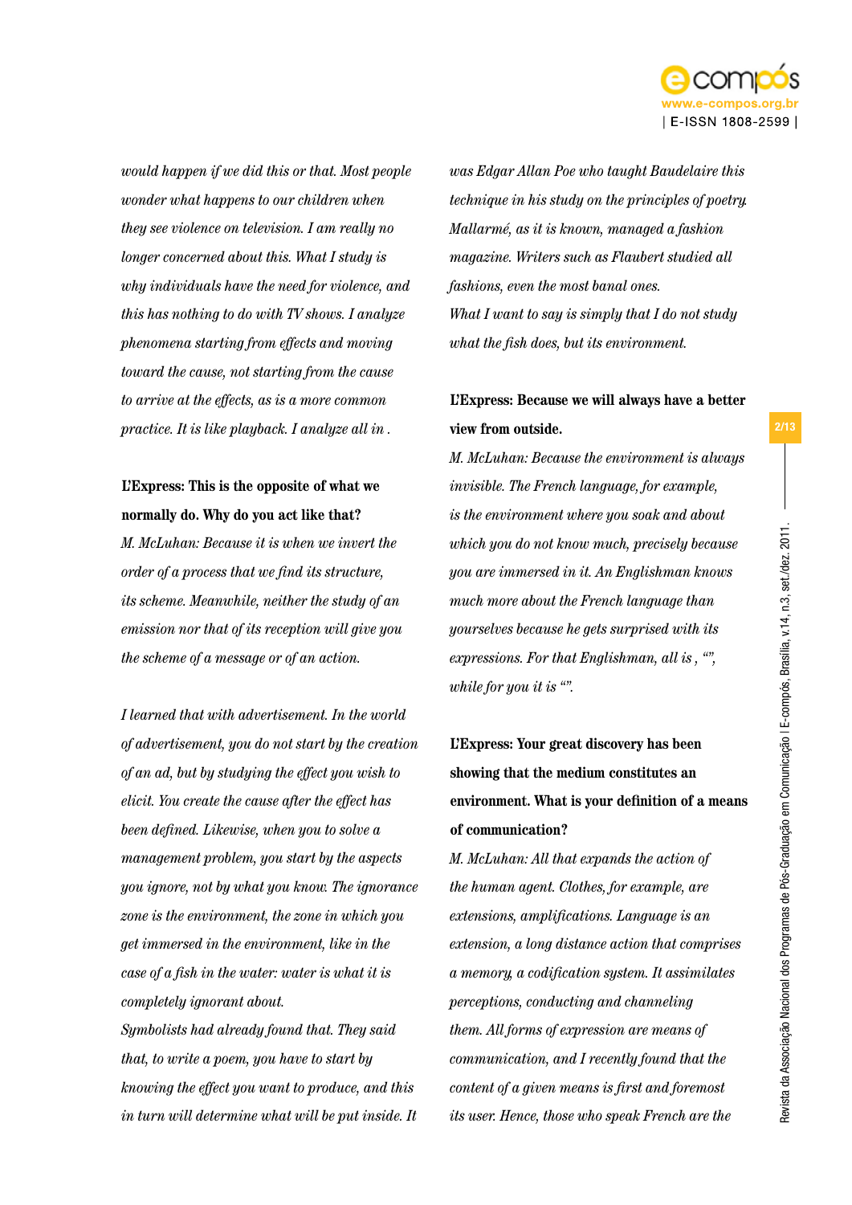*would happen if we did this or that. Most people wonder what happens to our children when they see violence on television. I am really no longer concerned about this. What I study is why individuals have the need for violence, and this has nothing to do with TV shows. I analyze phenomena starting from effects and moving toward the cause, not starting from the cause to arrive at the effects, as is a more common practice. It is like playback. I analyze all in .*

**L'Express: This is the opposite of what we normally do. Why do you act like that?**

*M. McLuhan: Because it is when we invert the order of a process that we find its structure, its scheme. Meanwhile, neither the study of an emission nor that of its reception will give you the scheme of a message or of an action.*

*I learned that with advertisement. In the world of advertisement, you do not start by the creation of an ad, but by studying the effect you wish to elicit. You create the cause after the effect has been defined. Likewise, when you to solve a management problem, you start by the aspects you ignore, not by what you know. The ignorance zone is the environment, the zone in which you get immersed in the environment, like in the case of a fish in the water: water is what it is completely ignorant about.*

*Symbolists had already found that. They said that, to write a poem, you have to start by knowing the effect you want to produce, and this in turn will determine what will be put inside. It was Edgar Allan Poe who taught Baudelaire this technique in his study on the principles of poetry. Mallarmé, as it is known, managed a fashion magazine. Writers such as Flaubert studied all fashions, even the most banal ones.*

*What I want to say is simply that I do not study what the fish does, but its environment.*

**L'Express: Because we will always have a better view from outside.**

*M. McLuhan: Because the environment is always invisible. The French language, for example, is the environment where you soak and about which you do not know much, precisely because you are immersed in it. An Englishman knows much more about the French language than yourselves because he gets surprised with its expressions. For that Englishman, all is , "", while for you it is "".*

**L'Express: Your great discovery has been showing that the medium constitutes an environment. What is your definition of a means of communication?**

*M. McLuhan: All that expands the action of the human agent. Clothes, for example, are extensions, amplifications. Language is an extension, a long distance action that comprises a memory, a codification system. It assimilates perceptions, conducting and channeling them. All forms of expression are means of communication, and I recently found that the content of a given means is first and foremost its user. Hence, those who speak French are the*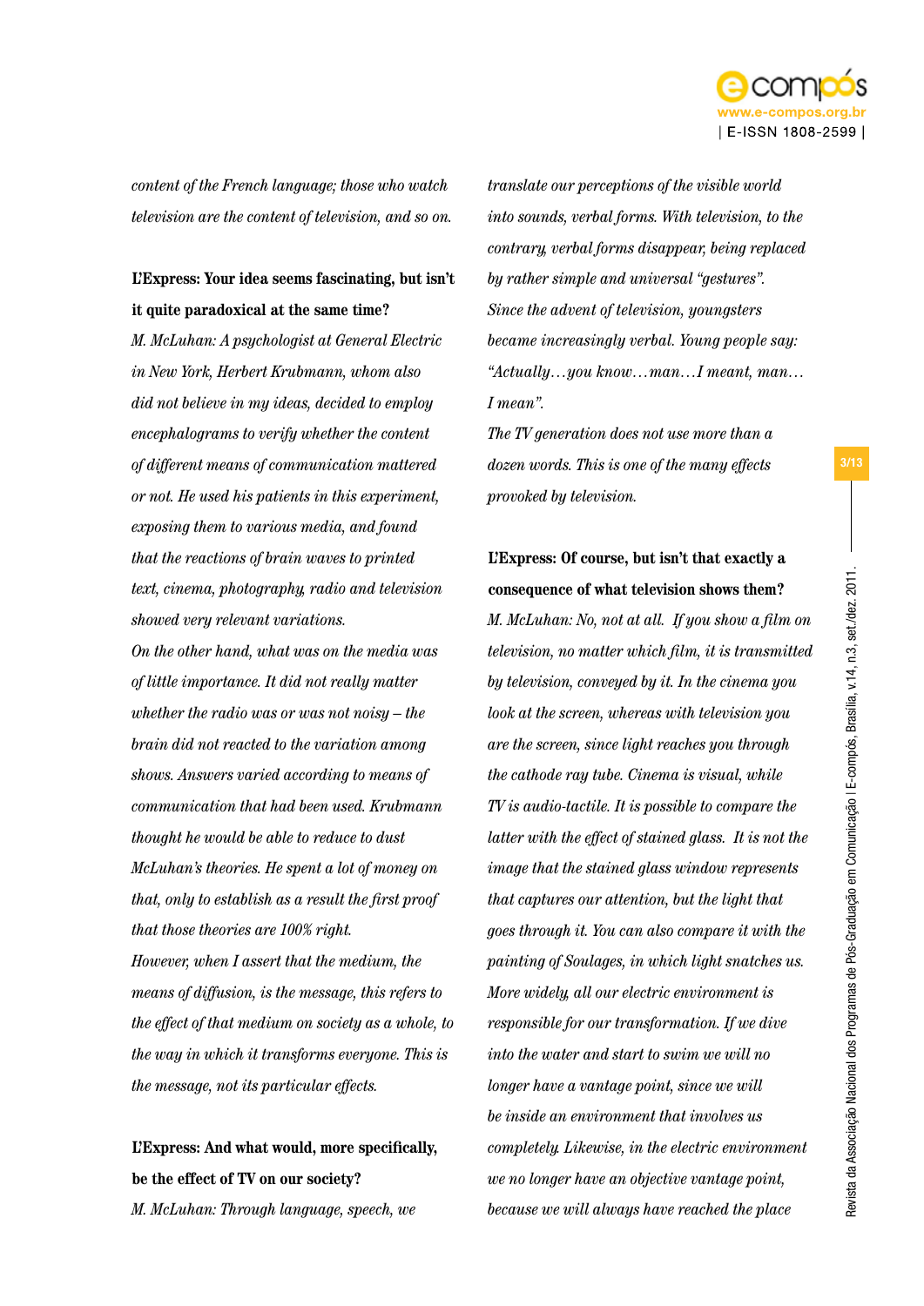*content of the French language; those who watch television are the content of television, and so on.*

**L'Express: Your idea seems fascinating, but isn't it quite paradoxical at the same time?**

*M. McLuhan: A psychologist at General Electric in New York, Herbert Krubmann, whom also did not believe in my ideas, decided to employ encephalograms to verify whether the content of different means of communication mattered or not. He used his patients in this experiment, exposing them to various media, and found that the reactions of brain waves to printed text, cinema, photography, radio and television showed very relevant variations.*

*On the other hand, what was on the media was of little importance. It did not really matter whether the radio was or was not noisy – the brain did not reacted to the variation among shows. Answers varied according to means of communication that had been used. Krubmann thought he would be able to reduce to dust McLuhan's theories. He spent a lot of money on that, only to establish as a result the first proof that those theories are 100% right.*

*However, when I assert that the medium, the means of diffusion, is the message, this refers to the effect of that medium on society as a whole, to the way in which it transforms everyone. This is the message, not its particular effects.*

**L'Express: And what would, more specifically, be the effect of TV on our society?**

*M. McLuhan: Through language, speech, we translate our perceptions of the visible world into sounds, verbal forms. With television, to the contrary, verbal forms disappear, being replaced by rather simple and universal "gestures". Since the advent of television, youngsters became increasingly verbal. Young people say: "Actually…you know…man…I meant, man… I mean".*

*The TV generation does not use more than a dozen words. This is one of the many effects provoked by television.*

**L'Express: Of course, but isn't that exactly a consequence of what television shows them?**

*M. McLuhan: No, not at all. If you show a film on television, no matter which film, it is transmitted by television, conveyed by it. In the cinema you look at the screen, whereas with television you are the screen, since light reaches you through the cathode ray tube. Cinema is visual, while TV is audio-tactile. It is possible to compare the latter with the effect of stained glass. It is not the image that the stained glass window represents that captures our attention, but the light that goes through it. You can also compare it with the painting of Soulages, in which light snatches us. More widely, all our electric environment is responsible for our transformation. If we dive into the water and start to swim we will no longer have a vantage point, since we will be inside an environment that involves us completely. Likewise, in the electric environment we no longer have an objective vantage point, because we will always have reached the place*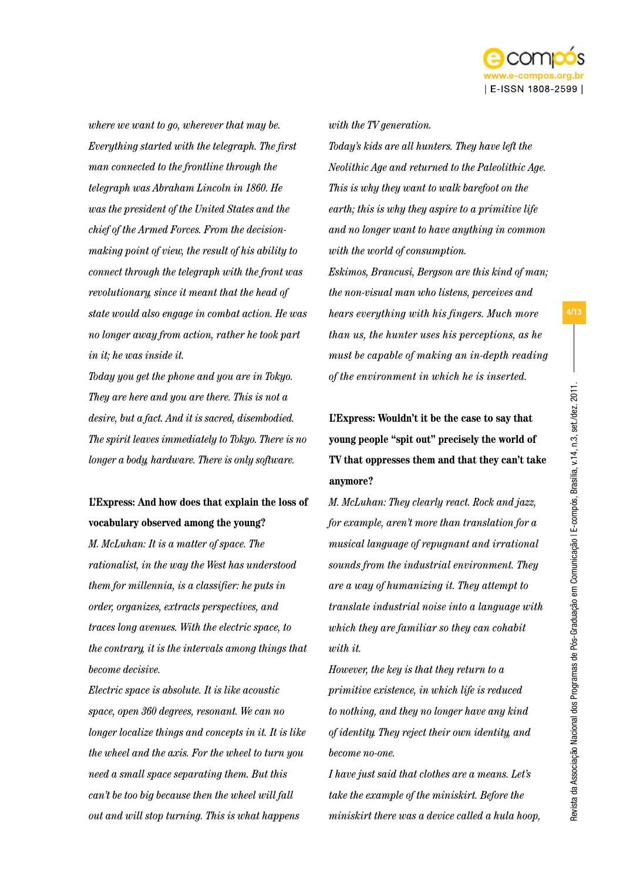*where we want to go, wherever that may be. Everything started with the telegraph. The first man connected to the frontline through the telegraph was Abraham Lincoln in 1860. He was the president of the United States and the chief of the Armed Forces. From the decision-making point of view, the result of his ability to connect through the telegraph with the front was revolutionary, since it meant that the head of state would also engage in combat action. He was no longer away from action, rather he took part in it; he was inside it.*

*Today you get the phone and you are in Tokyo. They are here and you are there. This is not a desire, but a fact. And it is sacred, disembodied. The spirit leaves immediately to Tokyo. There is no longer a body, hardware. There is only software.*

**L'Express: And how does that explain the loss of vocabulary observed among the young?**

*M. McLuhan: It is a matter of space. The rationalist, in the way the West has understood them for millennia, is a classifier: he puts in order, organizes, extracts perspectives, and traces long avenues. With the electric space, to the contrary, it is the intervals among things that become decisive.*

*Electric space is absolute. It is like acoustic space, open 360 degrees, resonant. We can no longer localize things and concepts in it. It is like the wheel and the axis. For the wheel to turn you need a small space separating them. But this can't be too big because then the wheel will fall out and will stop turning. This is what happens with the TV generation.*

*Today's kids are all hunters. They have left the Neolithic Age and returned to the Paleolithic Age. This is why they want to walk barefoot on the earth; this is why they aspire to a primitive life and no longer want to have anything in common with the world of consumption.*

*Eskimos, Brancusi, Bergson are this kind of man; the non-visual man who listens, perceives and hears everything with his fingers. Much more than us, the hunter uses his perceptions, as he must be capable of making an in-depth reading of the environment in which he is inserted.*

**L'Express: Wouldn't it be the case to say that young people "spit out" precisely the world of TV that oppresses them and that they can't take anymore?**

*M. McLuhan: They clearly react. Rock and jazz, for example, aren't more than translation for a musical language of repugnant and irrational sounds from the industrial environment. They are a way of humanizing it. They attempt to translate industrial noise into a language with which they are familiar so they can cohabit with it.*

*However, the key is that they return to a primitive existence, in which life is reduced to nothing, and they no longer have any kind of identity. They reject their own identity, and become no-one.*

*I have just said that clothes are a means. Let's take the example of the miniskirt. Before the miniskirt there was a device called a hula hoop,*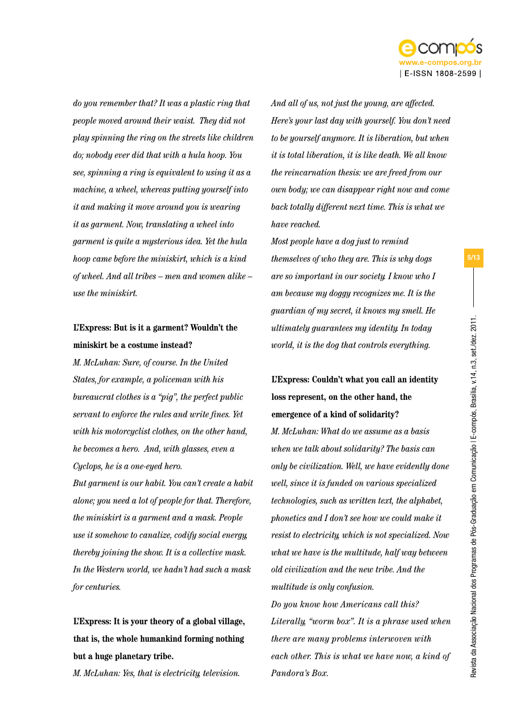*do you remember that? It was a plastic ring that people moved around their waist. They did not play spinning the ring on the streets like children do; nobody ever did that with a hula hoop. You see, spinning a ring is equivalent to using it as a machine, a wheel, whereas putting yourself into it and making it move around you is wearing it as garment. Now, translating a wheel into garment is quite a mysterious idea. Yet the hula hoop came before the miniskirt, which is a kind of wheel. And all tribes – men and women alike – use the miniskirt.*

**L'Express: But is it a garment? Wouldn't the miniskirt be a costume instead?**

*M. McLuhan: Sure, of course. In the United States, for example, a policeman with his bureaucrat clothes is a "pig", the perfect public servant to enforce the rules and write fines. Yet with his motorcyclist clothes, on the other hand, he becomes a hero. And, with glasses, even a Cyclops, he is a one-eyed hero.*

*But garment is our habit. You can't create a habit alone; you need a lot of people for that. Therefore, the miniskirt is a garment and a mask. People use it somehow to canalize, codify social energy, thereby joining the show. It is a collective mask. In the Western world, we hadn't had such a mask for centuries.*

**L'Express: It is your theory of a global village, that is, the whole humankind forming nothing but a huge planetary tribe.**

*M. McLuhan: Yes, that is electricity, television. And all of us, not just the young, are affected. Here's your last day with yourself. You don't need to be yourself anymore. It is liberation, but when it is total liberation, it is like death. We all know the reincarnation thesis: we are freed from our own body; we can disappear right now and come back totally different next time. This is what we have reached.*

*Most people have a dog just to remind themselves of who they are. This is why dogs are so important in our society. I know who I am because my doggy recognizes me. It is the guardian of my secret, it knows my smell. He ultimately guarantees my identity. In today world, it is the dog that controls everything.*

**L'Express: Couldn't what you call an identity loss represent, on the other hand, the emergence of a kind of solidarity?**

*M. McLuhan: What do we assume as a basis when we talk about solidarity? The basis can only be civilization. Well, we have evidently done well, since it is funded on various specialized technologies, such as written text, the alphabet, phonetics and I don't see how we could make it resist to electricity, which is not specialized. Now what we have is the multitude, half way between old civilization and the new tribe. And the multitude is only confusion.*

*Do you know how Americans call this? Literally, "worm box". It is a phrase used when there are many problems interwoven with each other. This is what we have now, a kind of Pandora's Box.*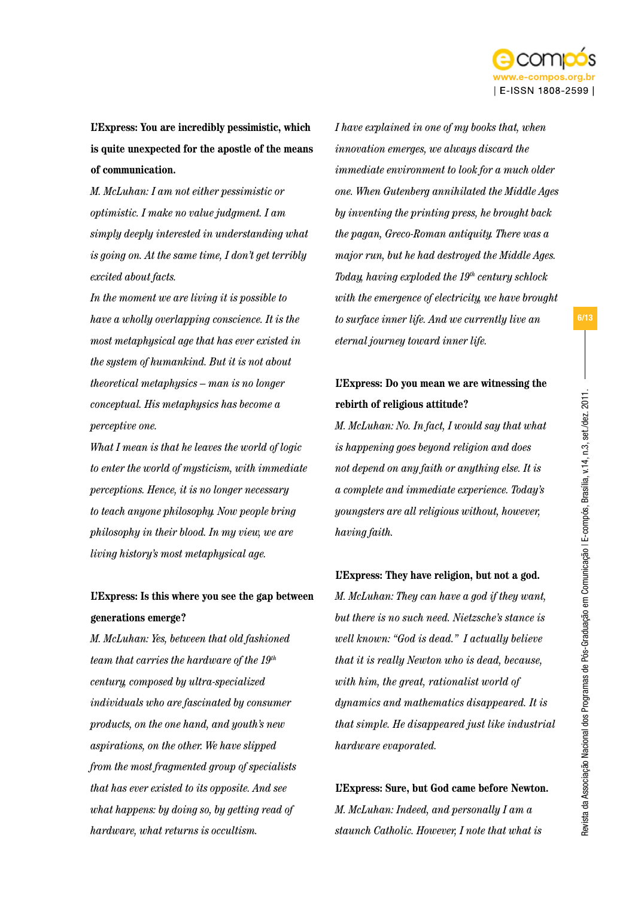**L'Express: You are incredibly pessimistic, which is quite unexpected for the apostle of the means of communication.**

*M. McLuhan: I am not either pessimistic or optimistic. I make no value judgment. I am simply deeply interested in understanding what is going on. At the same time, I don't get terribly excited about facts.*

*In the moment we are living it is possible to have a wholly overlapping conscience. It is the most metaphysical age that has ever existed in the system of humankind. But it is not about theoretical metaphysics – man is no longer conceptual. His metaphysics has become a perceptive one.*

*What I mean is that he leaves the world of logic to enter the world of mysticism, with immediate perceptions. Hence, it is no longer necessary to teach anyone philosophy. Now people bring philosophy in their blood. In my view, we are living history's most metaphysical age.*

**L'Express: Is this where you see the gap between generations emerge?**

*M. McLuhan: Yes, between that old fashioned team that carries the hardware of the 19th century, composed by ultra-specialized individuals who are fascinated by consumer products, on the one hand, and youth's new aspirations, on the other. We have slipped from the most fragmented group of specialists that has ever existed to its opposite. And see what happens: by doing so, by getting read of hardware, what returns is occultism.*

*I have explained in one of my books that, when innovation emerges, we always discard the immediate environment to look for a much older one. When Gutenberg annihilated the Middle Ages by inventing the printing press, he brought back the pagan, Greco-Roman antiquity. There was a major run, but he had destroyed the Middle Ages. Today, having exploded the 19th century schlock with the emergence of electricity, we have brought to surface inner life. And we currently live an eternal journey toward inner life.*

**L'Express: Do you mean we are witnessing the rebirth of religious attitude?**

*M. McLuhan: No. In fact, I would say that what is happening goes beyond religion and does not depend on any faith or anything else. It is a complete and immediate experience. Today's youngsters are all religious without, however, having faith.*

**L'Express: They have religion, but not a god.**

*M. McLuhan: They can have a god if they want, but there is no such need. Nietzsche's stance is well known: "God is dead." I actually believe that it is really Newton who is dead, because, with him, the great, rationalist world of dynamics and mathematics disappeared. It is that simple. He disappeared just like industrial hardware evaporated.*

**L'Express: Sure, but God came before Newton.**

*M. McLuhan: Indeed, and personally I am a staunch Catholic. However, I note that what is*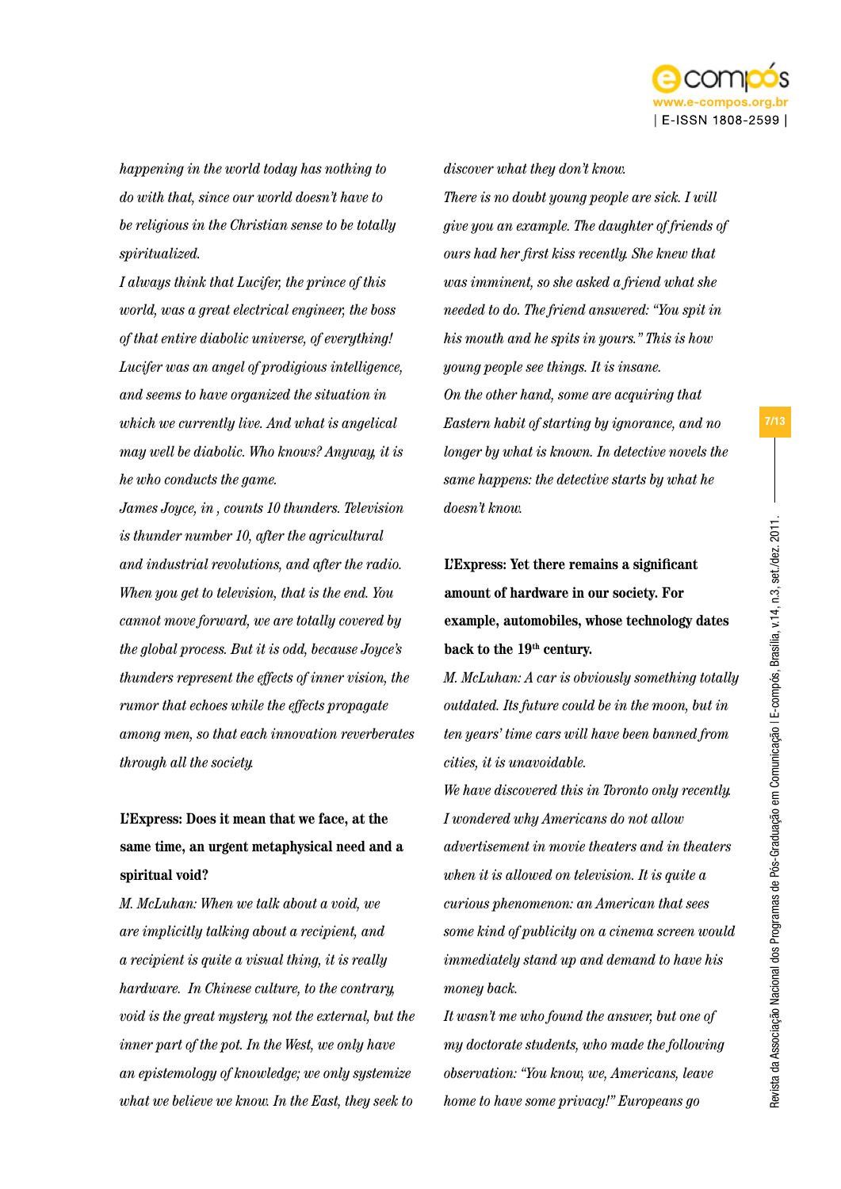*happening in the world today has nothing to do with that, since our world doesn't have to be religious in the Christian sense to be totally spiritualized.*

*I always think that Lucifer, the prince of this world, was a great electrical engineer, the boss of that entire diabolic universe, of everything! Lucifer was an angel of prodigious intelligence, and seems to have organized the situation in which we currently live. And what is angelical may well be diabolic. Who knows? Anyway, it is he who conducts the game.*

*James Joyce, in , counts 10 thunders. Television is thunder number 10, after the agricultural and industrial revolutions, and after the radio. When you get to television, that is the end. You cannot move forward, we are totally covered by the global process. But it is odd, because Joyce's thunders represent the effects of inner vision, the rumor that echoes while the effects propagate among men, so that each innovation reverberates through all the society.*

**L'Express: Does it mean that we face, at the same time, an urgent metaphysical need and a spiritual void?**

*M. McLuhan: When we talk about a void, we are implicitly talking about a recipient, and a recipient is quite a visual thing, it is really hardware. In Chinese culture, to the contrary, void is the great mystery, not the external, but the inner part of the pot. In the West, we only have an epistemology of knowledge; we only systemize what we believe we know. In the East, they seek to discover what they don't know.*

*There is no doubt young people are sick. I will give you an example. The daughter of friends of ours had her first kiss recently. She knew that was imminent, so she asked a friend what she needed to do. The friend answered: "You spit in his mouth and he spits in yours." This is how young people see things. It is insane.*

*On the other hand, some are acquiring that Eastern habit of starting by ignorance, and no longer by what is known. In detective novels the same happens: the detective starts by what he doesn't know.*

**L'Express: Yet there remains a significant amount of hardware in our society. For example, automobiles, whose technology dates back to the 19th century.**

*M. McLuhan: A car is obviously something totally outdated. Its future could be in the moon, but in ten years' time cars will have been banned from cities, it is unavoidable.*

*We have discovered this in Toronto only recently. I wondered why Americans do not allow advertisement in movie theaters and in theaters when it is allowed on television. It is quite a curious phenomenon: an American that sees some kind of publicity on a cinema screen would immediately stand up and demand to have his money back.*

*It wasn't me who found the answer, but one of my doctorate students, who made the following observation: "You know, we, Americans, leave home to have some privacy!" Europeans go*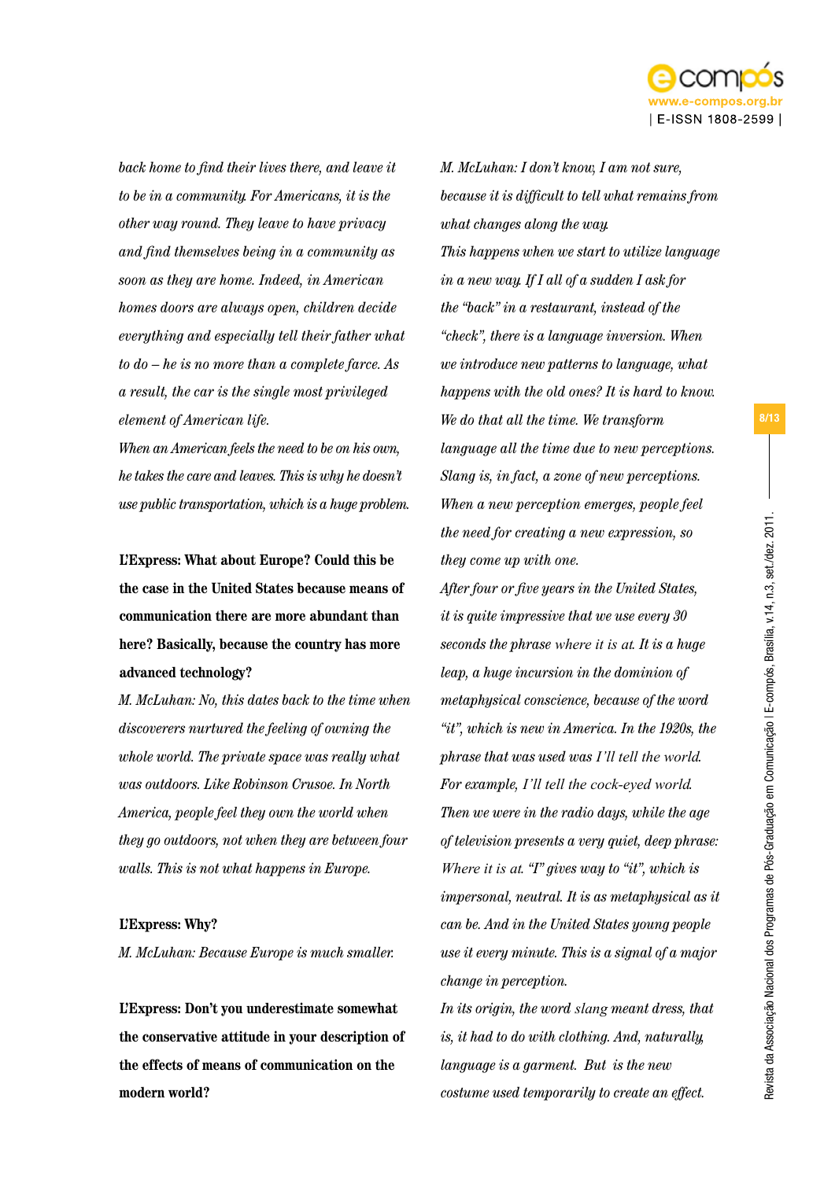*back home to find their lives there, and leave it to be in a community. For Americans, it is the other way round. They leave to have privacy and find themselves being in a community as soon as they are home. Indeed, in American homes doors are always open, children decide everything and especially tell their father what to do – he is no more than a complete farce. As a result, the car is the single most privileged element of American life.*

*When an American feels the need to be on his own, he takes the care and leaves. This is why he doesn't use public transportation, which is a huge problem.*

**L'Express: What about Europe? Could this be the case in the United States because means of communication there are more abundant than here? Basically, because the country has more advanced technology?**

*M. McLuhan: No, this dates back to the time when discoverers nurtured the feeling of owning the whole world. The private space was really what was outdoors. Like Robinson Crusoe. In North America, people feel they own the world when they go outdoors, not when they are between four walls. This is not what happens in Europe.*

**L'Express: Why?**

*M. McLuhan: Because Europe is much smaller.*

**L'Express: Don't you underestimate somewhat the conservative attitude in your description of the effects of means of communication on the modern world?**

*M. McLuhan: I don't know, I am not sure, because it is difficult to tell what remains from what changes along the way.*

*This happens when we start to utilize language in a new way. If I all of a sudden I ask for the "back" in a restaurant, instead of the "check", there is a language inversion. When we introduce new patterns to language, what happens with the old ones? It is hard to know. We do that all the time. We transform language all the time due to new perceptions. Slang is, in fact, a zone of new perceptions. When a new perception emerges, people feel the need for creating a new expression, so they come up with one.*

*After four or five years in the United States, it is quite impressive that we use every 30 seconds the phrase where it is at. It is a huge leap, a huge incursion in the dominion of metaphysical conscience, because of the word "it", which is new in America. In the 1920s, the phrase that was used was I'll tell the world. For example, I'll tell the cock-eyed world. Then we were in the radio days, while the age of television presents a very quiet, deep phrase: Where it is at. "I" gives way to "it", which is impersonal, neutral. It is as metaphysical as it can be. And in the United States young people use it every minute. This is a signal of a major change in perception.*

*In its origin, the word slang meant dress, that is, it had to do with clothing. And, naturally, language is a garment. But is the new costume used temporarily to create an effect.*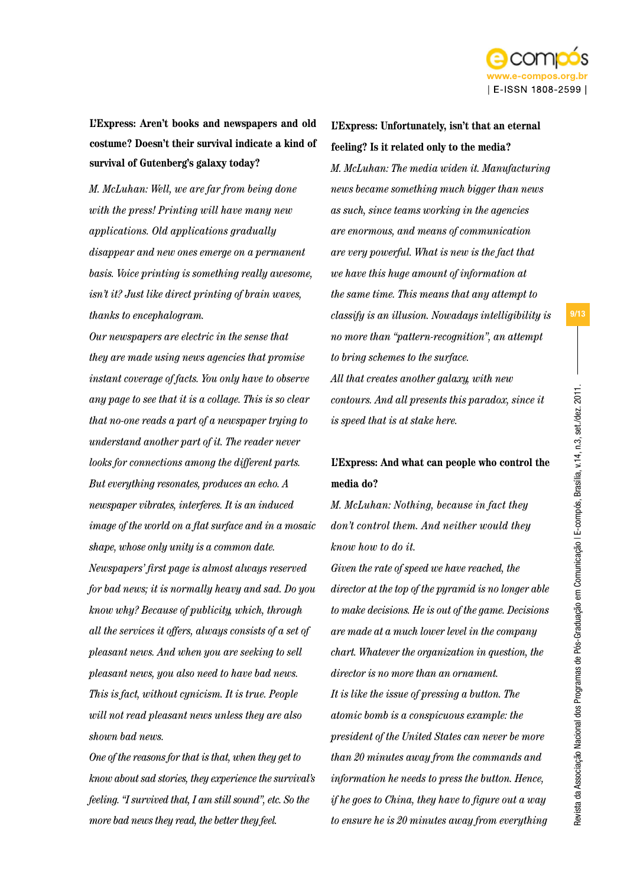**L'Express: Aren't books and newspapers and old costume? Doesn't their survival indicate a kind of survival of Gutenberg's galaxy today?**

*M. McLuhan: Well, we are far from being done with the press! Printing will have many new applications. Old applications gradually disappear and new ones emerge on a permanent basis. Voice printing is something really awesome, isn't it? Just like direct printing of brain waves, thanks to encephalogram.*

*Our newspapers are electric in the sense that they are made using news agencies that promise instant coverage of facts. You only have to observe any page to see that it is a collage. This is so clear that no-one reads a part of a newspaper trying to understand another part of it. The reader never looks for connections among the different parts. But everything resonates, produces an echo. A newspaper vibrates, interferes. It is an induced image of the world on a flat surface and in a mosaic shape, whose only unity is a common date.*

*Newspapers' first page is almost always reserved for bad news; it is normally heavy and sad. Do you know why? Because of publicity, which, through all the services it offers, always consists of a set of pleasant news. And when you are seeking to sell pleasant news, you also need to have bad news. This is fact, without cynicism. It is true. People will not read pleasant news unless they are also shown bad news.*

*One of the reasons for that is that, when they get to know about sad stories, they experience the survival's feeling. "I survived that, I am still sound", etc. So the more bad news they read, the better they feel.*

**L'Express: Unfortunately, isn't that an eternal feeling? Is it related only to the media?**

*M. McLuhan: The media widen it. Manufacturing news became something much bigger than news as such, since teams working in the agencies are enormous, and means of communication are very powerful. What is new is the fact that we have this huge amount of information at the same time. This means that any attempt to classify is an illusion. Nowadays intelligibility is no more than "pattern-recognition", an attempt to bring schemes to the surface.*

*All that creates another galaxy, with new contours. And all presents this paradox, since it is speed that is at stake here.*

**L'Express: And what can people who control the media do?**

*M. McLuhan: Nothing, because in fact they don't control them. And neither would they know how to do it.*

*Given the rate of speed we have reached, the director at the top of the pyramid is no longer able to make decisions. He is out of the game. Decisions are made at a much lower level in the company chart. Whatever the organization in question, the director is no more than an ornament.*

*It is like the issue of pressing a button. The atomic bomb is a conspicuous example: the president of the United States can never be more than 20 minutes away from the commands and information he needs to press the button. Hence, if he goes to China, they have to figure out a way to ensure he is 20 minutes away from everything*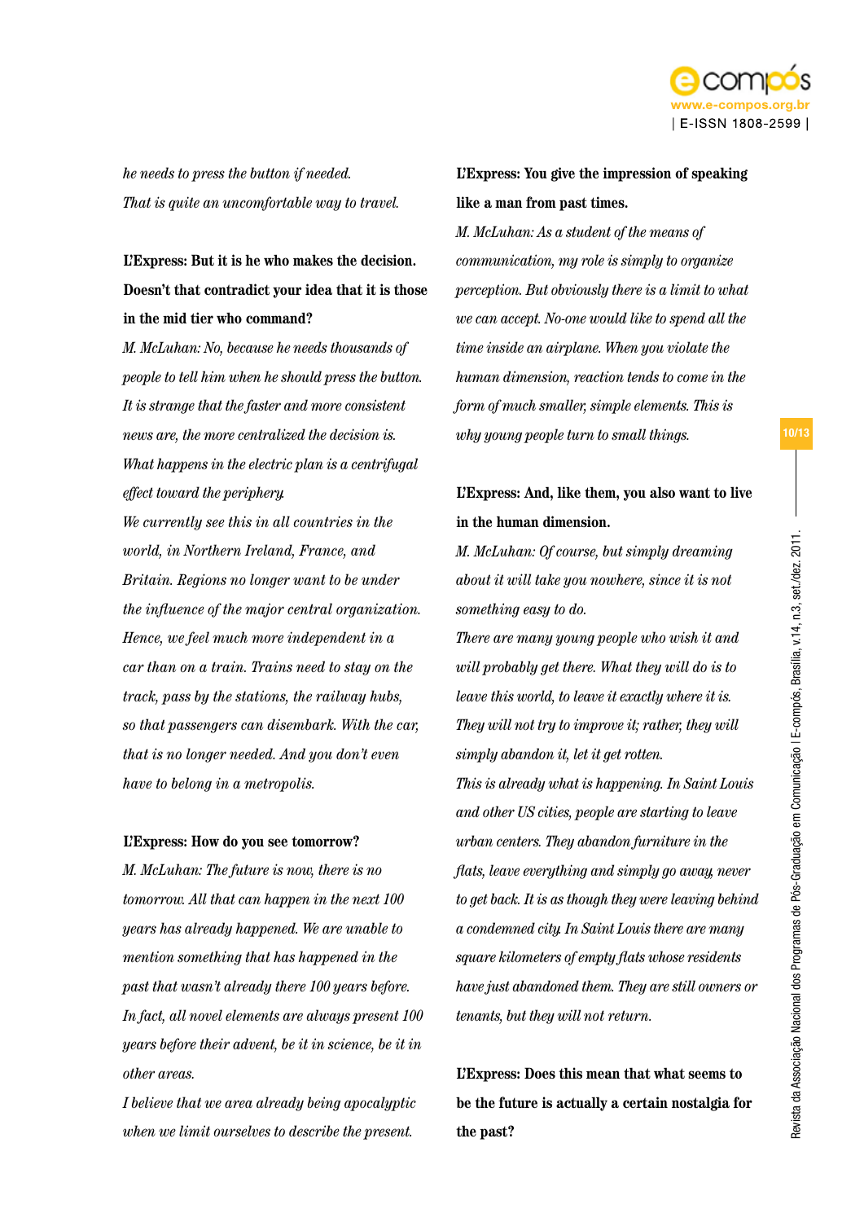*he needs to press the button if needed. That is quite an uncomfortable way to travel.*

**L'Express: But it is he who makes the decision. Doesn't that contradict your idea that it is those in the mid tier who command?**

*M. McLuhan: No, because he needs thousands of people to tell him when he should press the button. It is strange that the faster and more consistent news are, the more centralized the decision is. What happens in the electric plan is a centrifugal effect toward the periphery.*

*We currently see this in all countries in the world, in Northern Ireland, France, and Britain. Regions no longer want to be under the influence of the major central organization. Hence, we feel much more independent in a car than on a train. Trains need to stay on the track, pass by the stations, the railway hubs, so that passengers can disembark. With the car, that is no longer needed. And you don't even have to belong in a metropolis.*

**L'Express: How do you see tomorrow?**

*M. McLuhan: The future is now, there is no tomorrow. All that can happen in the next 100 years has already happened. We are unable to mention something that has happened in the past that wasn't already there 100 years before. In fact, all novel elements are always present 100 years before their advent, be it in science, be it in other areas.*

*I believe that we area already being apocalyptic when we limit ourselves to describe the present.*

**L'Express: You give the impression of speaking like a man from past times.**

*M. McLuhan: As a student of the means of communication, my role is simply to organize perception. But obviously there is a limit to what we can accept. No-one would like to spend all the time inside an airplane. When you violate the human dimension, reaction tends to come in the form of much smaller, simple elements. This is why young people turn to small things.*

**L'Express: And, like them, you also want to live in the human dimension.**

*M. McLuhan: Of course, but simply dreaming about it will take you nowhere, since it is not something easy to do.*

*There are many young people who wish it and will probably get there. What they will do is to leave this world, to leave it exactly where it is. They will not try to improve it; rather, they will simply abandon it, let it get rotten.*

*This is already what is happening. In Saint Louis and other US cities, people are starting to leave urban centers. They abandon furniture in the flats, leave everything and simply go away, never to get back. It is as though they were leaving behind a condemned city. In Saint Louis there are many square kilometers of empty flats whose residents have just abandoned them. They are still owners or tenants, but they will not return.*

**L'Express: Does this mean that what seems to be the future is actually a certain nostalgia for the past?**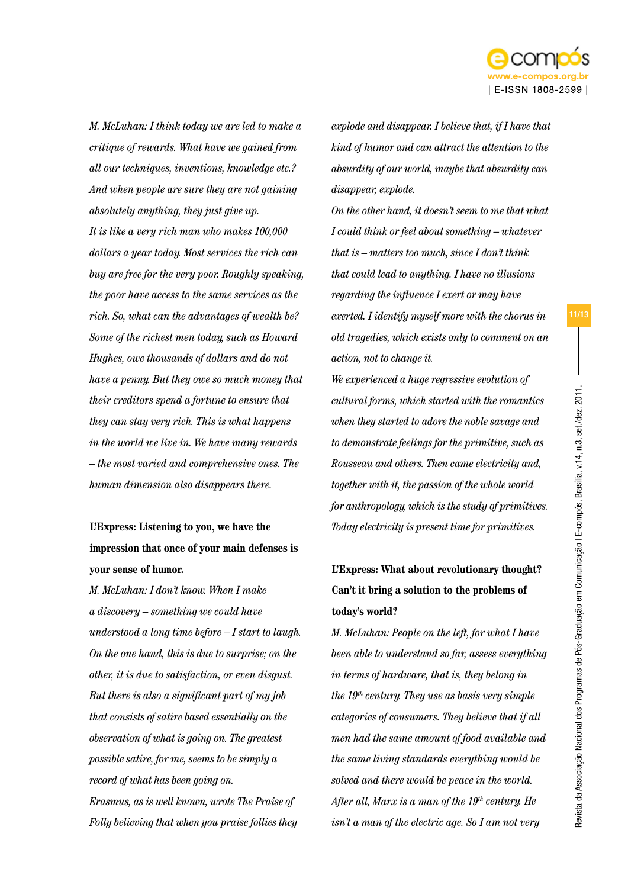*M. McLuhan: I think today we are led to make a critique of rewards. What have we gained from all our techniques, inventions, knowledge etc.? And when people are sure they are not gaining absolutely anything, they just give up.*

*It is like a very rich man who makes 100,000 dollars a year today. Most services the rich can buy are free for the very poor. Roughly speaking, the poor have access to the same services as the rich. So, what can the advantages of wealth be? Some of the richest men today, such as Howard Hughes, owe thousands of dollars and do not have a penny. But they owe so much money that their creditors spend a fortune to ensure that they can stay very rich. This is what happens in the world we live in. We have many rewards – the most varied and comprehensive ones. The human dimension also disappears there.*

**L'Express: Listening to you, we have the impression that once of your main defenses is your sense of humor.**

*M. McLuhan: I don't know. When I make a discovery – something we could have understood a long time before – I start to laugh. On the one hand, this is due to surprise; on the other, it is due to satisfaction, or even disgust. But there is also a significant part of my job that consists of satire based essentially on the observation of what is going on. The greatest possible satire, for me, seems to be simply a record of what has been going on.*

*Erasmus, as is well known, wrote The Praise of Folly believing that when you praise follies they explode and disappear. I believe that, if I have that kind of humor and can attract the attention to the absurdity of our world, maybe that absurdity can disappear, explode.*

*On the other hand, it doesn't seem to me that what I could think or feel about something – whatever that is – matters too much, since I don't think that could lead to anything. I have no illusions regarding the influence I exert or may have exerted. I identify myself more with the chorus in old tragedies, which exists only to comment on an action, not to change it.*

*We experienced a huge regressive evolution of cultural forms, which started with the romantics when they started to adore the noble savage and to demonstrate feelings for the primitive, such as Rousseau and others. Then came electricity and, together with it, the passion of the whole world for anthropology, which is the study of primitives. Today electricity is present time for primitives.*

**L'Express: What about revolutionary thought? Can't it bring a solution to the problems of today's world?**

*M. McLuhan: People on the left, for what I have been able to understand so far, assess everything in terms of hardware, that is, they belong in the 19th century. They use as basis very simple categories of consumers. They believe that if all men had the same amount of food available and the same living standards everything would be solved and there would be peace in the world. After all, Marx is a man of the 19th century. He isn't a man of the electric age. So I am not very*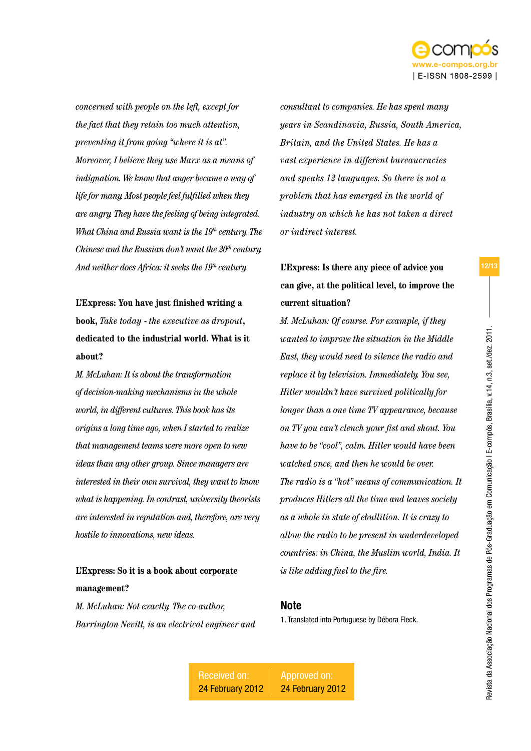*concerned with people on the left, except for the fact that they retain too much attention, preventing it from going "where it is at". Moreover, I believe they use Marx as a means of indignation. We know that anger became a way of life for many. Most people feel fulfilled when they are angry. They have the feeling of being integrated. What China and Russia want is the 19th century. The Chinese and the Russian don't want the 20th century. And neither does Africa: it seeks the 19th century.*

**L'Express: You have just finished writing a book,** *Take today - the executive as dropout*, **dedicated to the industrial world. What is it about?**

*M. McLuhan: It is about the transformation of decision-making mechanisms in the whole world, in different cultures. This book has its origins a long time ago, when I started to realize that management teams were more open to new ideas than any other group. Since managers are interested in their own survival, they want to know what is happening. In contrast, university theorists are interested in reputation and, therefore, are very hostile to innovations, new ideas.*

**L'Express: So it is a book about corporate management?**

*M. McLuhan: Not exactly. The co-author, Barrington Nevitt, is an electrical engineer and consultant to companies. He has spent many years in Scandinavia, Russia, South America, Britain, and the United States. He has a vast experience in different bureaucracies and speaks 12 languages. So there is not a problem that has emerged in the world of industry on which he has not taken a direct or indirect interest.*

**L'Express: Is there any piece of advice you can give, at the political level, to improve the current situation?**

*M. McLuhan: Of course. For example, if they wanted to improve the situation in the Middle East, they would need to silence the radio and replace it by television. Immediately. You see, Hitler wouldn't have survived politically for longer than a one time TV appearance, because on TV you can't clench your fist and shout. You have to be "cool", calm. Hitler would have been watched once, and then he would be over. The radio is a "hot" means of communication. It produces Hitlers all the time and leaves society as a whole in state of ebullition. It is crazy to allow the radio to be present in underdeveloped countries: in China, the Muslim world, India. It is like adding fuel to the fire.*

## Note

1. Translated into Portuguese by Débora Fleck.

| Received on: | Approved on: |
|---|---|
| 24 February 2012 | 24 February 2012 |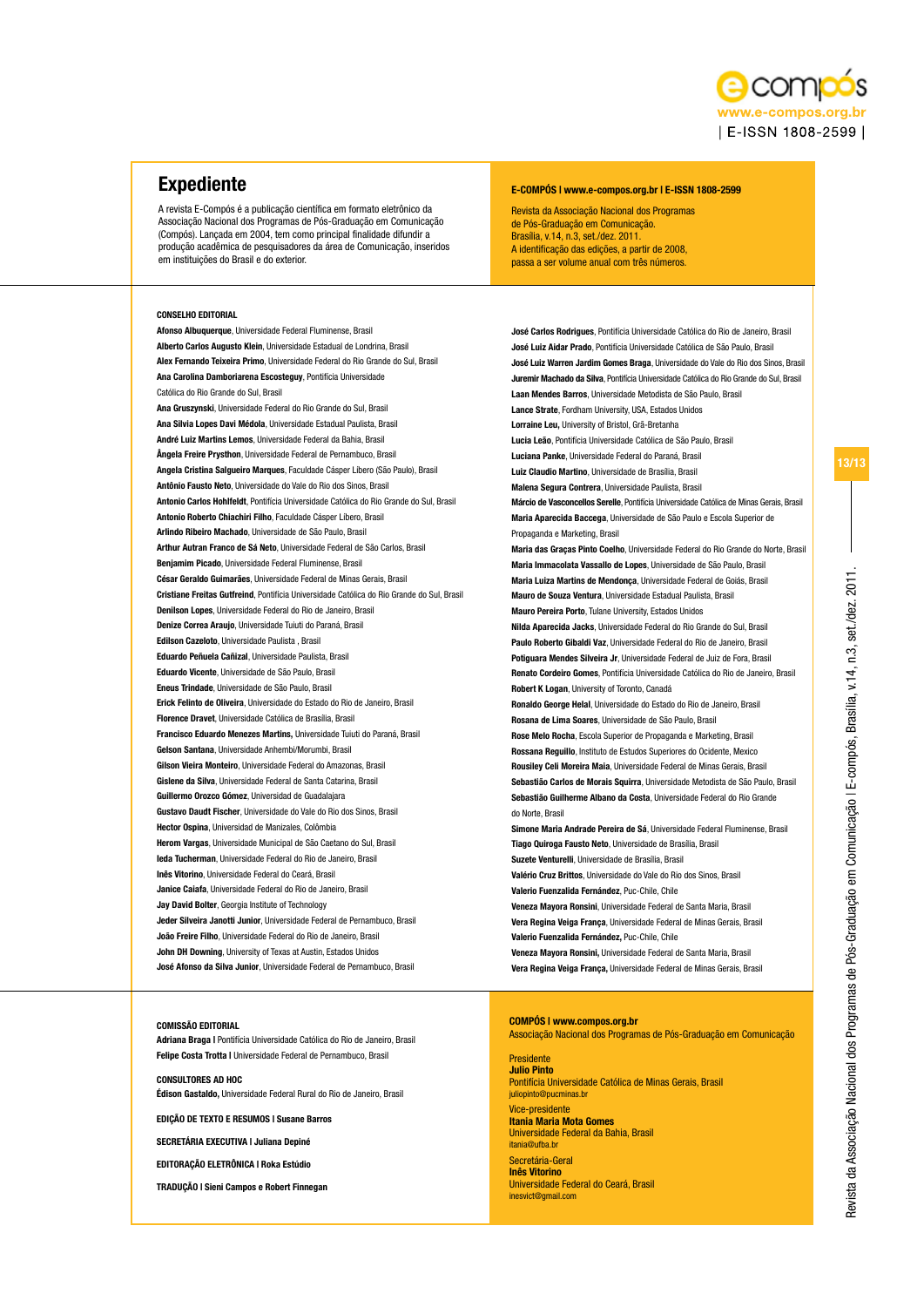## Expediente

A revista E-Compós é a publicação científica em formato eletrônico da Associação Nacional dos Programas de Pós-Graduação em Comunicação (Compós). Lançada em 2004, tem como principal finalidade difundir a produção acadêmica de pesquisadores da área de Comunicação, inseridos em instituições do Brasil e do exterior.

**E-COMPÓS | www.e-compos.org.br | E-ISSN 1808-2599**

Revista da Associação Nacional dos Programas de Pós-Graduação em Comunicação.
Brasília, v.14, n.3, set./dez. 2011.
A identificação das edições, a partir de 2008, passa a ser volume anual com três números.

**CONSELHO EDITORIAL**

**Afonso Albuquerque**, Universidade Federal Fluminense, Brasil
**Alberto Carlos Augusto Klein**, Universidade Estadual de Londrina, Brasil
**Alex Fernando Teixeira Primo**, Universidade Federal do Rio Grande do Sul, Brasil
**Ana Carolina Damboriarena Escosteguy**, Pontifícia Universidade Católica do Rio Grande do Sul, Brasil
**Ana Gruszynski**, Universidade Federal do Rio Grande do Sul, Brasil
**Ana Silvia Lopes Davi Médola**, Universidade Estadual Paulista, Brasil
**André Luiz Martins Lemos**, Universidade Federal da Bahia, Brasil
**Ângela Freire Prysthon**, Universidade Federal de Pernambuco, Brasil
**Angela Cristina Salgueiro Marques**, Faculdade Cásper Líbero (São Paulo), Brasil
**Antônio Fausto Neto**, Universidade do Vale do Rio dos Sinos, Brasil
**Antonio Carlos Hohlfeldt**, Pontifícia Universidade Católica do Rio Grande do Sul, Brasil
**Antonio Roberto Chiachiri Filho**, Faculdade Cásper Líbero, Brasil
**Arlindo Ribeiro Machado**, Universidade de São Paulo, Brasil
**Arthur Autran Franco de Sá Neto**, Universidade Federal de São Carlos, Brasil
**Benjamim Picado**, Universidade Federal Fluminense, Brasil
**César Geraldo Guimarães**, Universidade Federal de Minas Gerais, Brasil
**Cristiane Freitas Gutfreind**, Pontifícia Universidade Católica do Rio Grande do Sul, Brasil
**Denilson Lopes**, Universidade Federal do Rio de Janeiro, Brasil
**Denize Correa Araujo**, Universidade Tuiuti do Paraná, Brasil
**Edilson Cazeloto**, Universidade Paulista , Brasil
**Eduardo Peñuela Cañizal**, Universidade Paulista, Brasil
**Eduardo Vicente**, Universidade de São Paulo, Brasil
**Eneus Trindade**, Universidade de São Paulo, Brasil
**Erick Felinto de Oliveira**, Universidade do Estado do Rio de Janeiro, Brasil
**Florence Dravet**, Universidade Católica de Brasília, Brasil
**Francisco Eduardo Menezes Martins,** Universidade Tuiuti do Paraná, Brasil
**Gelson Santana**, Universidade Anhembi/Morumbi, Brasil
**Gilson Vieira Monteiro**, Universidade Federal do Amazonas, Brasil
**Gislene da Silva**, Universidade Federal de Santa Catarina, Brasil
**Guillermo Orozco Gómez**, Universidad de Guadalajara
**Gustavo Daudt Fischer**, Universidade do Vale do Rio dos Sinos, Brasil
**Hector Ospina**, Universidad de Manizales, Colômbia
**Herom Vargas**, Universidade Municipal de São Caetano do Sul, Brasil
**Ieda Tucherman**, Universidade Federal do Rio de Janeiro, Brasil
**Inês Vitorino**, Universidade Federal do Ceará, Brasil
**Janice Caiafa**, Universidade Federal do Rio de Janeiro, Brasil
**Jay David Bolter**, Georgia Institute of Technology
**Jeder Silveira Janotti Junior**, Universidade Federal de Pernambuco, Brasil
**João Freire Filho**, Universidade Federal do Rio de Janeiro, Brasil
**John DH Downing**, University of Texas at Austin, Estados Unidos
**José Afonso da Silva Junior**, Universidade Federal de Pernambuco, Brasil
**José Carlos Rodrigues**, Pontifícia Universidade Católica do Rio de Janeiro, Brasil
**José Luiz Aidar Prado**, Pontifícia Universidade Católica de São Paulo, Brasil
**José Luiz Warren Jardim Gomes Braga**, Universidade do Vale do Rio dos Sinos, Brasil
**Juremir Machado da Silva**, Pontifícia Universidade Católica do Rio Grande do Sul, Brasil
**Laan Mendes Barros**, Universidade Metodista de São Paulo, Brasil
**Lance Strate**, Fordham University, USA, Estados Unidos
**Lorraine Leu,** University of Bristol, Grã-Bretanha
**Lucia Leão**, Pontifícia Universidade Católica de São Paulo, Brasil
**Luciana Panke**, Universidade Federal do Paraná, Brasil
**Luiz Claudio Martino**, Universidade de Brasília, Brasil
**Malena Segura Contrera**, Universidade Paulista, Brasil
**Márcio de Vasconcellos Serelle**, Pontifícia Universidade Católica de Minas Gerais, Brasil
**Maria Aparecida Baccega**, Universidade de São Paulo e Escola Superior de Propaganda e Marketing, Brasil
**Maria das Graças Pinto Coelho**, Universidade Federal do Rio Grande do Norte, Brasil
**Maria Immacolata Vassallo de Lopes**, Universidade de São Paulo, Brasil
**Maria Luiza Martins de Mendonça**, Universidade Federal de Goiás, Brasil
**Mauro de Souza Ventura**, Universidade Estadual Paulista, Brasil
**Mauro Pereira Porto**, Tulane University, Estados Unidos
**Nilda Aparecida Jacks**, Universidade Federal do Rio Grande do Sul, Brasil
**Paulo Roberto Gibaldi Vaz**, Universidade Federal do Rio de Janeiro, Brasil
**Potiguara Mendes Silveira Jr**, Universidade Federal de Juiz de Fora, Brasil
**Renato Cordeiro Gomes**, Pontifícia Universidade Católica do Rio de Janeiro, Brasil
**Robert K Logan**, University of Toronto, Canadá
**Ronaldo George Helal**, Universidade do Estado do Rio de Janeiro, Brasil
**Rosana de Lima Soares**, Universidade de São Paulo, Brasil
**Rose Melo Rocha**, Escola Superior de Propaganda e Marketing, Brasil
**Rossana Reguillo**, Instituto de Estudos Superiores do Ocidente, Mexico
**Rousiley Celi Moreira Maia**, Universidade Federal de Minas Gerais, Brasil
**Sebastião Carlos de Morais Squirra**, Universidade Metodista de São Paulo, Brasil
**Sebastião Guilherme Albano da Costa**, Universidade Federal do Rio Grande do Norte, Brasil
**Simone Maria Andrade Pereira de Sá**, Universidade Federal Fluminense, Brasil
**Tiago Quiroga Fausto Neto**, Universidade de Brasília, Brasil
**Suzete Venturelli**, Universidade de Brasília, Brasil
**Valério Cruz Brittos**, Universidade do Vale do Rio dos Sinos, Brasil
**Valerio Fuenzalida Fernández**, Puc-Chile, Chile
**Veneza Mayora Ronsini**, Universidade Federal de Santa Maria, Brasil
**Vera Regina Veiga França**, Universidade Federal de Minas Gerais, Brasil
**Valerio Fuenzalida Fernández,** Puc-Chile, Chile
**Veneza Mayora Ronsini,** Universidade Federal de Santa Maria, Brasil
**Vera Regina Veiga França,** Universidade Federal de Minas Gerais, Brasil

**COMISSÃO EDITORIAL**

**Adriana Braga |** Pontifícia Universidade Católica do Rio de Janeiro, Brasil
**Felipe Costa Trotta |** Universidade Federal de Pernambuco, Brasil

**CONSULTORES AD HOC**

**Édison Gastaldo,** Universidade Federal Rural do Rio de Janeiro, Brasil

**EDIÇÃO DE TEXTO E RESUMOS | Susane Barros**

**SECRETÁRIA EXECUTIVA | Juliana Depiné**

**EDITORAÇÃO ELETRÔNICA | Roka Estúdio**

**TRADUÇÃO | Sieni Campos e Robert Finnegan**

**COMPÓS | www.compos.org.br**
Associação Nacional dos Programas de Pós-Graduação em Comunicação

Presidente
**Julio Pinto**
Pontifícia Universidade Católica de Minas Gerais, Brasil
juliopinto@pucminas.br

Vice-presidente
**Itania Maria Mota Gomes**
Universidade Federal da Bahia, Brasil
itania@ufba.br

Secretária-Geral
**Inês Vitorino**
Universidade Federal do Ceará, Brasil
inesvict@gmail.com